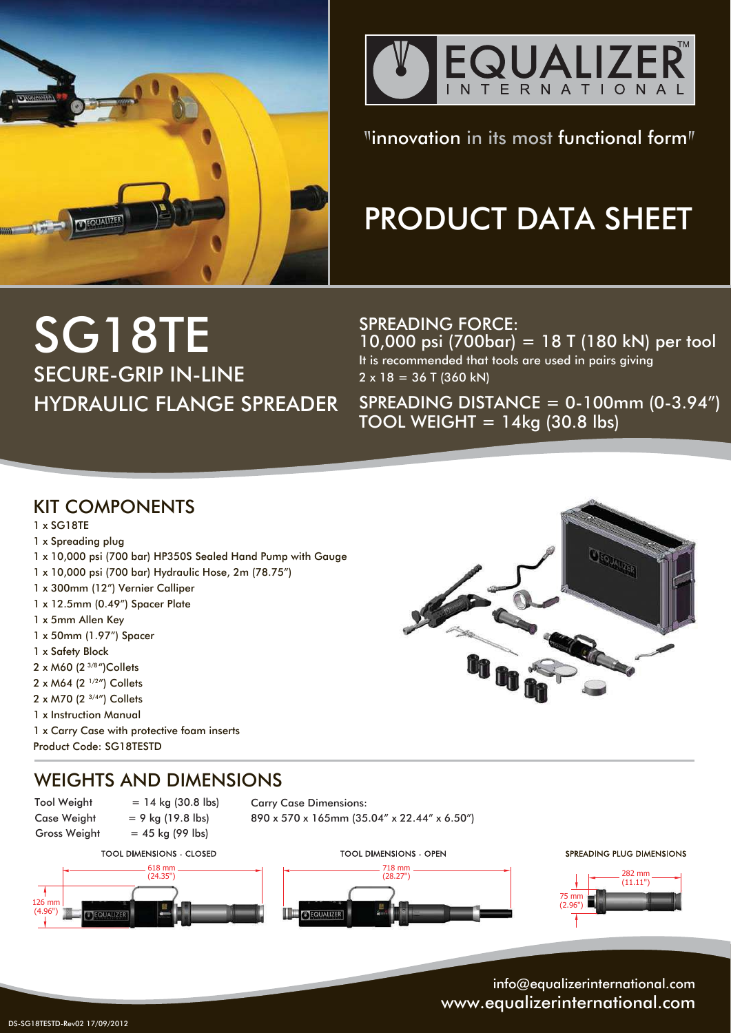EQUALIZER INTERNATIONAL™

"innovation in its most functional form"

# PRODUCT DATA SHEET

# SG18TE

## SECURE-GRIP IN-LINE HYDRAULIC FLANGE SPREADER

SPREADING FORCE:
10,000 psi (700bar) = 18 T (180 kN) per tool

It is recommended that tools are used in pairs giving 2 x 18 = 36 T (360 kN)

SPREADING DISTANCE = 0-100mm (0-3.94")
TOOL WEIGHT = 14kg (30.8 lbs)

## KIT COMPONENTS

1 x SG18TE
1 x Spreading plug
1 x 10,000 psi (700 bar) HP350S Sealed Hand Pump with Gauge
1 x 10,000 psi (700 bar) Hydraulic Hose, 2m (78.75")
1 x 300mm (12") Vernier Calliper
1 x 12.5mm (0.49") Spacer Plate
1 x 5mm Allen Key
1 x 50mm (1.97") Spacer
1 x Safety Block
2 x M60 (2 3/8") Collets
2 x M64 (2 1/2") Collets
2 x M70 (2 3/4") Collets
1 x Instruction Manual
1 x Carry Case with protective foam inserts

Product Code: SG18TESTD

## WEIGHTS AND DIMENSIONS

Tool Weight = 14 kg (30.8 lbs)
Case Weight = 9 kg (19.8 lbs)
Gross Weight = 45 kg (99 lbs)

Carry Case Dimensions:
890 x 570 x 165mm (35.04" x 22.44" x 6.50")

TOOL DIMENSIONS - CLOSED: 618 mm (24.35"), 126 mm (4.96")

TOOL DIMENSIONS - OPEN: 718 mm (28.27")

SPREADING PLUG DIMENSIONS: 282 mm (11.11"), 75 mm (2.96")

info@equalizerinternational.com
www.equalizerinternational.com

DS-SG18TESTD-Rev02 17/09/2012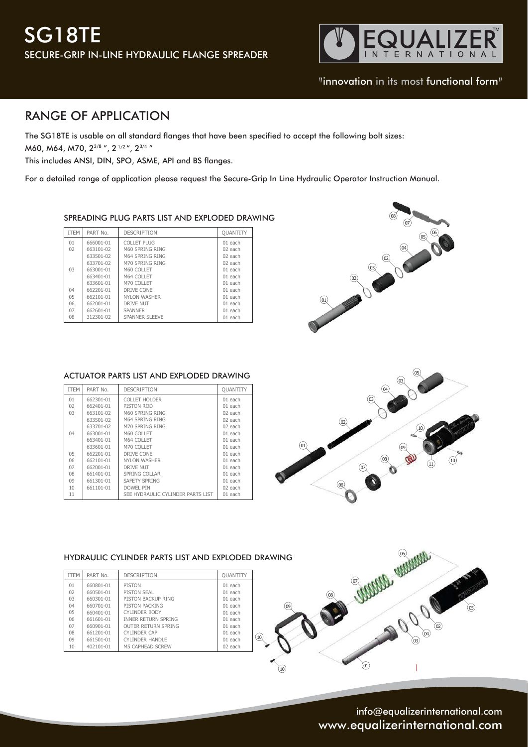# SG18TE

SECURE-GRIP IN-LINE HYDRAULIC FLANGE SPREADER

EQUALIZER INTERNATIONAL

"innovation in its most functional form"

## RANGE OF APPLICATION

The SG18TE is usable on all standard flanges that have been specified to accept the following bolt sizes:
M60, M64, M70, 2[3/8] ", 2 [1/2] ", 2[3/4] "
This includes ANSI, DIN, SPO, ASME, API and BS flanges.

For a detailed range of application please request the Secure-Grip In Line Hydraulic Operator Instruction Manual.

### SPREADING PLUG PARTS LIST AND EXPLODED DRAWING

| ITEM | PART No. | DESCRIPTION | QUANTITY |
|---|---|---|---|
| 01 | 666001-01 | COLLET PLUG | 01 each |
| 02 | 663101-02 | M60 SPRING RING | 02 each |
| | 633501-02 | M64 SPRING RING | 02 each |
| | 633701-02 | M70 SPRING RING | 02 each |
| 03 | 663001-01 | M60 COLLET | 01 each |
| | 663401-01 | M64 COLLET | 01 each |
| | 633601-01 | M70 COLLET | 01 each |
| 04 | 662201-01 | DRIVE CONE | 01 each |
| 05 | 662101-01 | NYLON WASHER | 01 each |
| 06 | 662001-01 | DRIVE NUT | 01 each |
| 07 | 662601-01 | SPANNER | 01 each |
| 08 | 312301-02 | SPANNER SLEEVE | 01 each |

### ACTUATOR PARTS LIST AND EXPLODED DRAWING

| ITEM | PART No. | DESCRIPTION | QUANTITY |
|---|---|---|---|
| 01 | 662301-01 | COLLET HOLDER | 01 each |
| 02 | 662401-01 | PISTON ROD | 01 each |
| 03 | 663101-02 | M60 SPRING RING | 02 each |
| | 633501-02 | M64 SPRING RING | 02 each |
| | 633701-02 | M70 SPRING RING | 02 each |
| 04 | 663001-01 | M60 COLLET | 01 each |
| | 663401-01 | M64 COLLET | 01 each |
| | 633601-01 | M70 COLLET | 01 each |
| 05 | 662201-01 | DRIVE CONE | 01 each |
| 06 | 662101-01 | NYLON WASHER | 01 each |
| 07 | 662001-01 | DRIVE NUT | 01 each |
| 08 | 661401-01 | SPRING COLLAR | 01 each |
| 09 | 661301-01 | SAFETY SPRING | 01 each |
| 10 | 661101-01 | DOWEL PIN | 02 each |
| 11 | | SEE HYDRAULIC CYLINDER PARTS LIST | 01 each |

### HYDRAULIC CYLINDER PARTS LIST AND EXPLODED DRAWING

| ITEM | PART No. | DESCRIPTION | QUANTITY |
|---|---|---|---|
| 01 | 660801-01 | PISTON | 01 each |
| 02 | 660501-01 | PISTON SEAL | 01 each |
| 03 | 660301-01 | PISTON BACKUP RING | 01 each |
| 04 | 660701-01 | PISTON PACKING | 01 each |
| 05 | 660401-01 | CYLINDER BODY | 01 each |
| 06 | 661601-01 | INNER RETURN SPRING | 01 each |
| 07 | 660901-01 | OUTER RETURN SPRING | 01 each |
| 08 | 661201-01 | CYLINDER CAP | 01 each |
| 09 | 661501-01 | CYLINDER HANDLE | 01 each |
| 10 | 402101-01 | M5 CAPHEAD SCREW | 02 each |

info@equalizerinternational.com
www.equalizerinternational.com